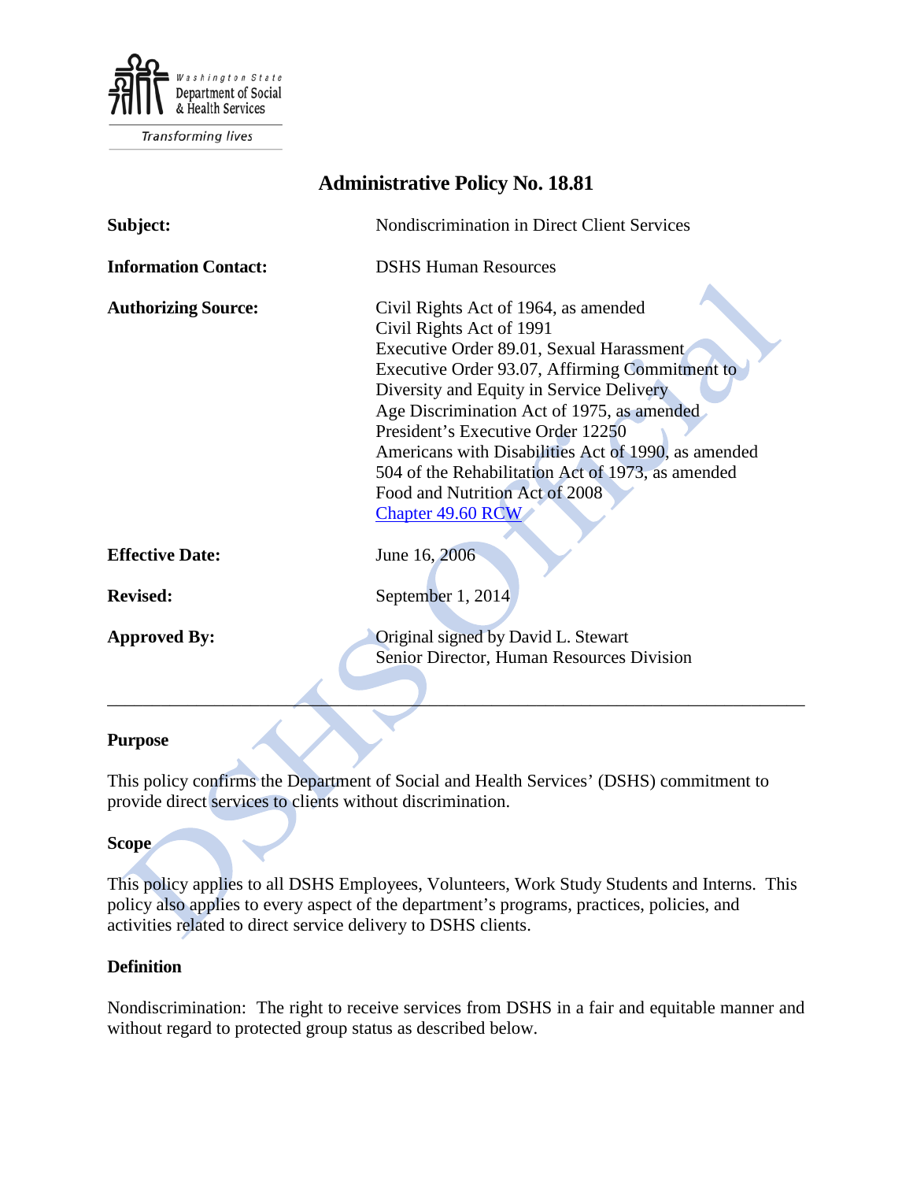Washington State Department of Social & Health Services

Transforming lives

# Administrative Policy No. 18.81

| | |
|---|---|
| **Subject:** | Nondiscrimination in Direct Client Services |
| **Information Contact:** | DSHS Human Resources |
| **Authorizing Source:** | Civil Rights Act of 1964, as amended<br>Civil Rights Act of 1991<br>Executive Order 89.01, Sexual Harassment<br>Executive Order 93.07, Affirming Commitment to Diversity and Equity in Service Delivery<br>Age Discrimination Act of 1975, as amended<br>President's Executive Order 12250<br>Americans with Disabilities Act of 1990, as amended<br>504 of the Rehabilitation Act of 1973, as amended<br>Food and Nutrition Act of 2008<br>[Chapter 49.60 RCW]() |
| **Effective Date:** | June 16, 2006 |
| **Revised:** | September 1, 2014 |
| **Approved By:** | Original signed by David L. Stewart<br>Senior Director, Human Resources Division |

---

## Purpose

This policy confirms the Department of Social and Health Services' (DSHS) commitment to provide direct services to clients without discrimination.

## Scope

This policy applies to all DSHS Employees, Volunteers, Work Study Students and Interns. This policy also applies to every aspect of the department's programs, practices, policies, and activities related to direct service delivery to DSHS clients.

## Definition

Nondiscrimination: The right to receive services from DSHS in a fair and equitable manner and without regard to protected group status as described below.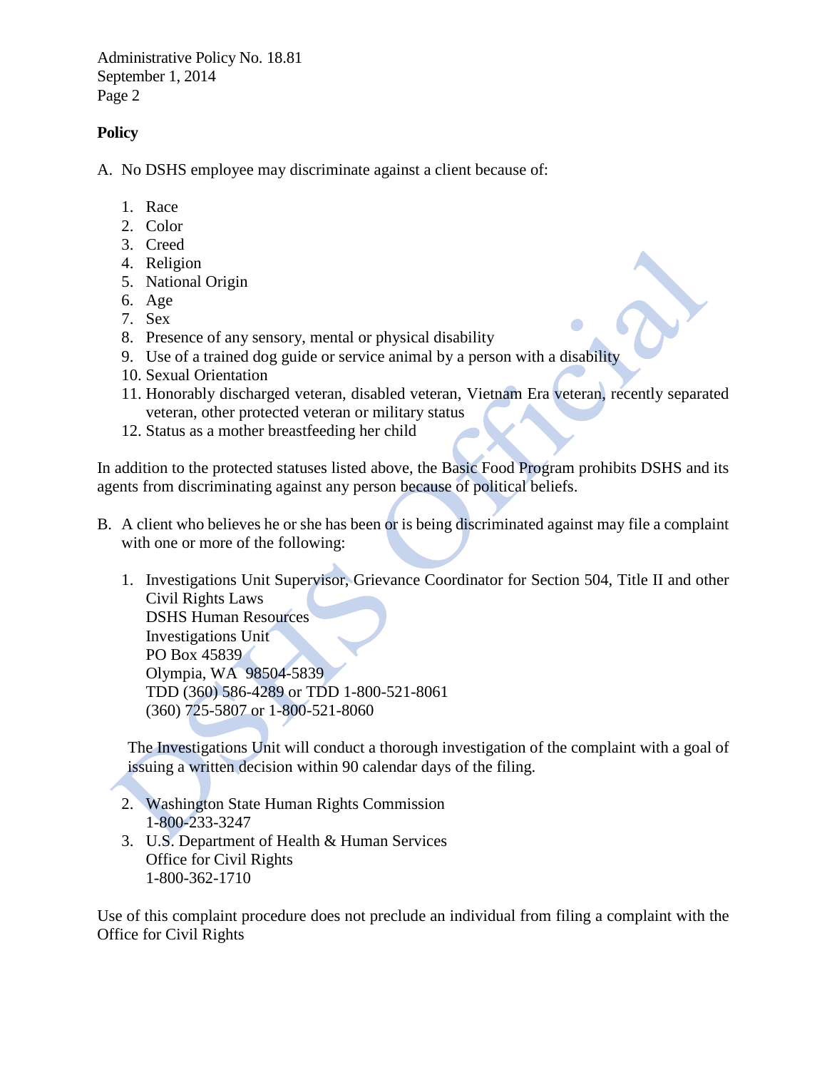**Policy**

A. No DSHS employee may discriminate against a client because of:

   1. Race
   2. Color
   3. Creed
   4. Religion
   5. National Origin
   6. Age
   7. Sex
   8. Presence of any sensory, mental or physical disability
   9. Use of a trained dog guide or service animal by a person with a disability
   10. Sexual Orientation
   11. Honorably discharged veteran, disabled veteran, Vietnam Era veteran, recently separated veteran, other protected veteran or military status
   12. Status as a mother breastfeeding her child

In addition to the protected statuses listed above, the Basic Food Program prohibits DSHS and its agents from discriminating against any person because of political beliefs.

B. A client who believes he or she has been or is being discriminated against may file a complaint with one or more of the following:

   1. Investigations Unit Supervisor, Grievance Coordinator for Section 504, Title II and other Civil Rights Laws
      DSHS Human Resources
      Investigations Unit
      PO Box 45839
      Olympia, WA 98504-5839
      TDD (360) 586-4289 or TDD 1-800-521-8061
      (360) 725-5807 or 1-800-521-8060

   The Investigations Unit will conduct a thorough investigation of the complaint with a goal of issuing a written decision within 90 calendar days of the filing.

   2. Washington State Human Rights Commission
      1-800-233-3247
   3. U.S. Department of Health & Human Services
      Office for Civil Rights
      1-800-362-1710

Use of this complaint procedure does not preclude an individual from filing a complaint with the Office for Civil Rights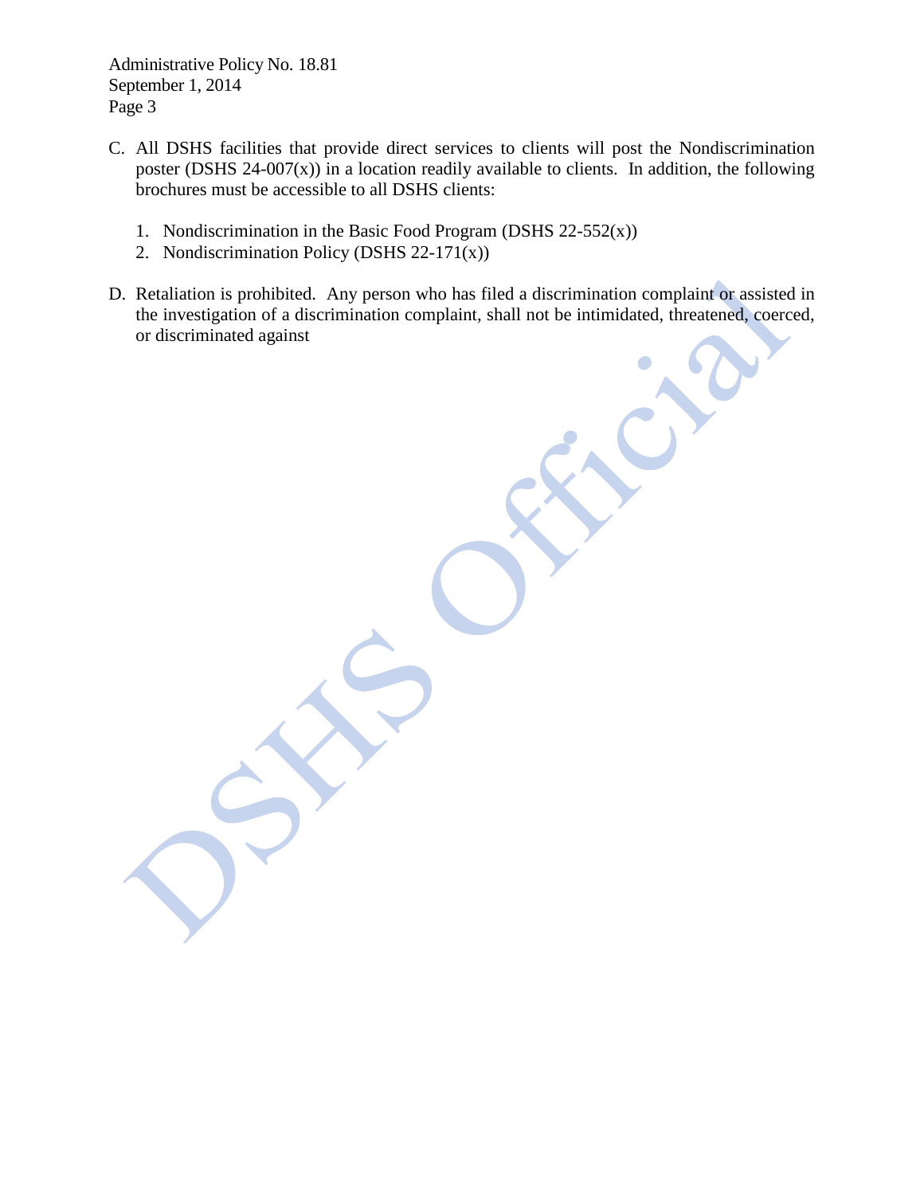C. All DSHS facilities that provide direct services to clients will post the Nondiscrimination poster (DSHS 24-007(x)) in a location readily available to clients. In addition, the following brochures must be accessible to all DSHS clients:

   1. Nondiscrimination in the Basic Food Program (DSHS 22-552(x))
   2. Nondiscrimination Policy (DSHS 22-171(x))

D. Retaliation is prohibited. Any person who has filed a discrimination complaint or assisted in the investigation of a discrimination complaint, shall not be intimidated, threatened, coerced, or discriminated against